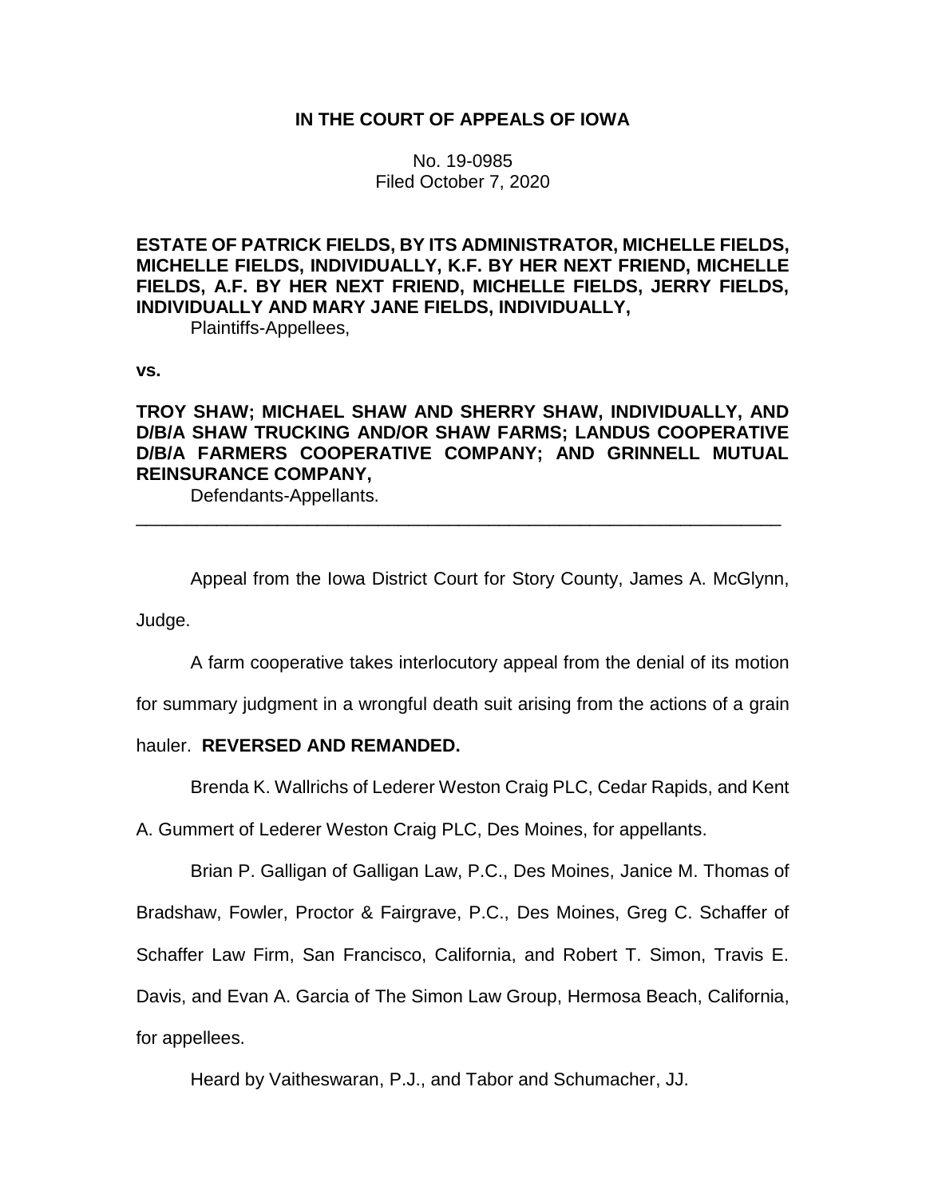**IN THE COURT OF APPEALS OF IOWA**

No. 19-0985
Filed October 7, 2020

**ESTATE OF PATRICK FIELDS, BY ITS ADMINISTRATOR, MICHELLE FIELDS, MICHELLE FIELDS, INDIVIDUALLY, K.F. BY HER NEXT FRIEND, MICHELLE FIELDS, A.F. BY HER NEXT FRIEND, MICHELLE FIELDS, JERRY FIELDS, INDIVIDUALLY AND MARY JANE FIELDS, INDIVIDUALLY,**
Plaintiffs-Appellees,

**vs.**

**TROY SHAW; MICHAEL SHAW AND SHERRY SHAW, INDIVIDUALLY, AND D/B/A SHAW TRUCKING AND/OR SHAW FARMS; LANDUS COOPERATIVE D/B/A FARMERS COOPERATIVE COMPANY; AND GRINNELL MUTUAL REINSURANCE COMPANY,**
Defendants-Appellants.

---

Appeal from the Iowa District Court for Story County, James A. McGlynn, Judge.

A farm cooperative takes interlocutory appeal from the denial of its motion for summary judgment in a wrongful death suit arising from the actions of a grain hauler. **REVERSED AND REMANDED.**

Brenda K. Wallrichs of Lederer Weston Craig PLC, Cedar Rapids, and Kent A. Gummert of Lederer Weston Craig PLC, Des Moines, for appellants.

Brian P. Galligan of Galligan Law, P.C., Des Moines, Janice M. Thomas of Bradshaw, Fowler, Proctor & Fairgrave, P.C., Des Moines, Greg C. Schaffer of Schaffer Law Firm, San Francisco, California, and Robert T. Simon, Travis E. Davis, and Evan A. Garcia of The Simon Law Group, Hermosa Beach, California, for appellees.

Heard by Vaitheswaran, P.J., and Tabor and Schumacher, JJ.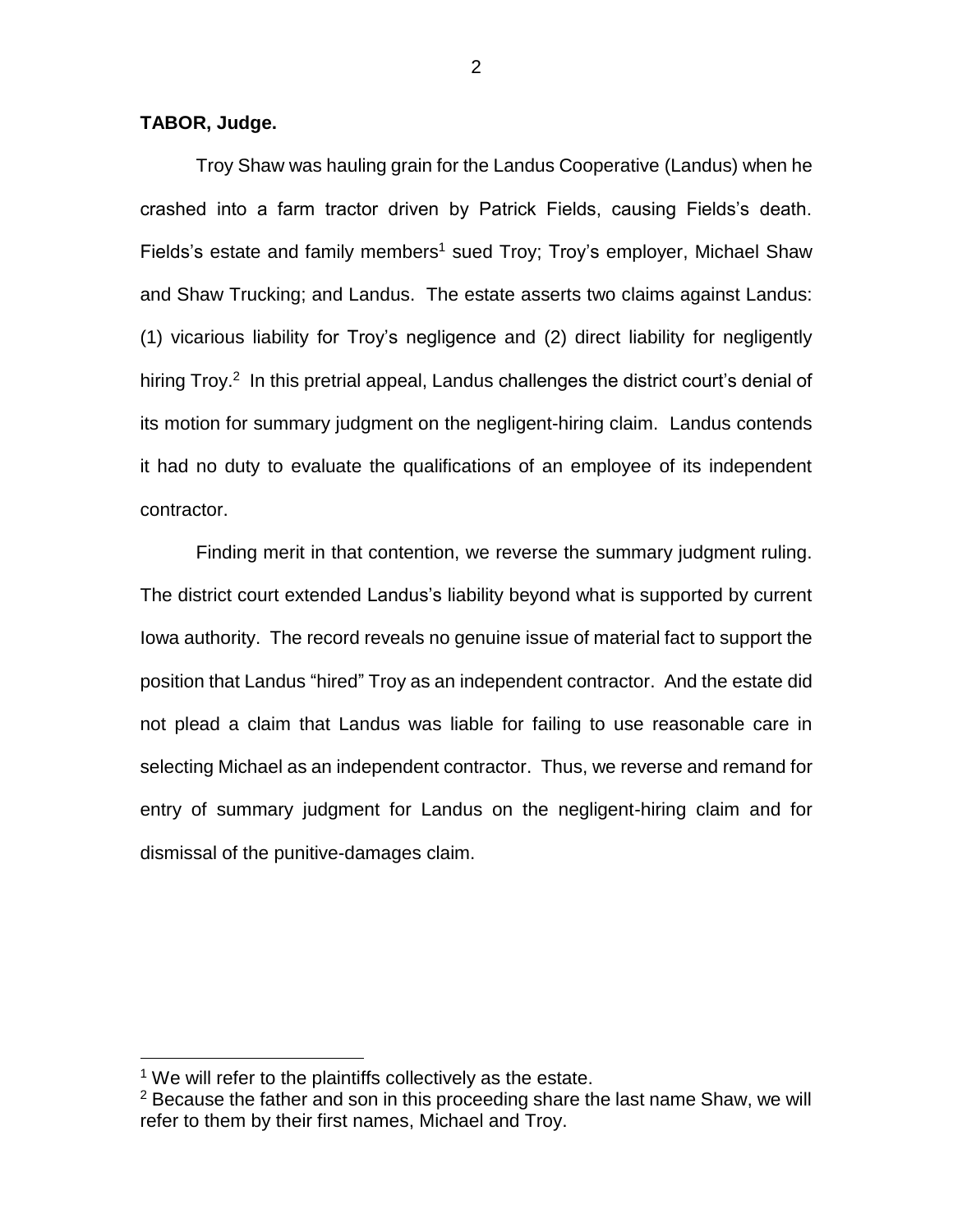**TABOR, Judge.**

Troy Shaw was hauling grain for the Landus Cooperative (Landus) when he crashed into a farm tractor driven by Patrick Fields, causing Fields's death. Fields's estate and family members[1] sued Troy; Troy's employer, Michael Shaw and Shaw Trucking; and Landus. The estate asserts two claims against Landus: (1) vicarious liability for Troy's negligence and (2) direct liability for negligently hiring Troy.[2] In this pretrial appeal, Landus challenges the district court's denial of its motion for summary judgment on the negligent-hiring claim. Landus contends it had no duty to evaluate the qualifications of an employee of its independent contractor.

Finding merit in that contention, we reverse the summary judgment ruling. The district court extended Landus's liability beyond what is supported by current Iowa authority. The record reveals no genuine issue of material fact to support the position that Landus "hired" Troy as an independent contractor. And the estate did not plead a claim that Landus was liable for failing to use reasonable care in selecting Michael as an independent contractor. Thus, we reverse and remand for entry of summary judgment for Landus on the negligent-hiring claim and for dismissal of the punitive-damages claim.

---

[1] We will refer to the plaintiffs collectively as the estate.

[2] Because the father and son in this proceeding share the last name Shaw, we will refer to them by their first names, Michael and Troy.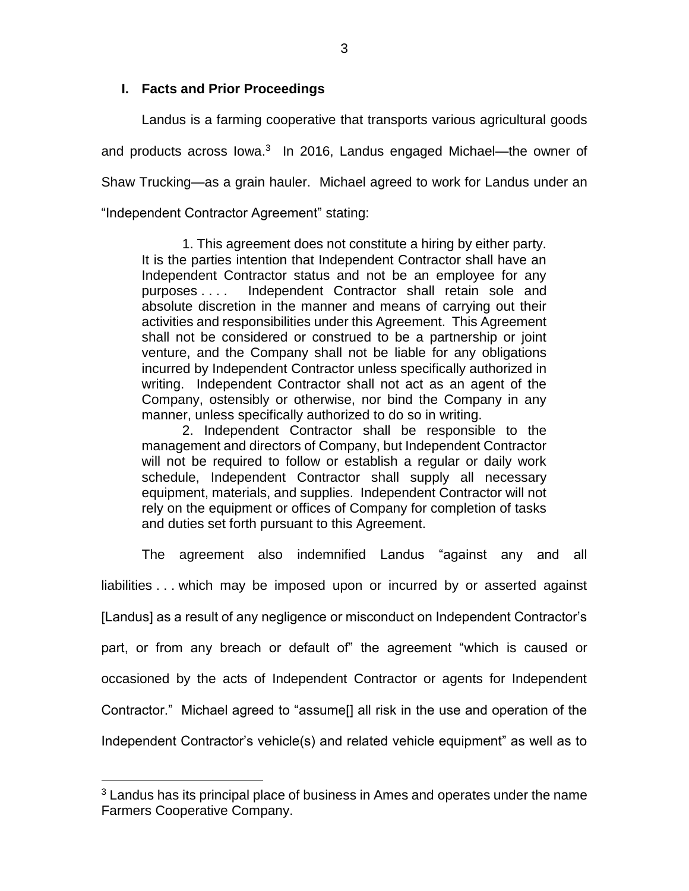## I. Facts and Prior Proceedings

Landus is a farming cooperative that transports various agricultural goods and products across Iowa.[3] In 2016, Landus engaged Michael—the owner of Shaw Trucking—as a grain hauler. Michael agreed to work for Landus under an "Independent Contractor Agreement" stating:

> 1. This agreement does not constitute a hiring by either party. It is the parties intention that Independent Contractor shall have an Independent Contractor status and not be an employee for any purposes . . . . Independent Contractor shall retain sole and absolute discretion in the manner and means of carrying out their activities and responsibilities under this Agreement. This Agreement shall not be considered or construed to be a partnership or joint venture, and the Company shall not be liable for any obligations incurred by Independent Contractor unless specifically authorized in writing. Independent Contractor shall not act as an agent of the Company, ostensibly or otherwise, nor bind the Company in any manner, unless specifically authorized to do so in writing.
>
> 2. Independent Contractor shall be responsible to the management and directors of Company, but Independent Contractor will not be required to follow or establish a regular or daily work schedule, Independent Contractor shall supply all necessary equipment, materials, and supplies. Independent Contractor will not rely on the equipment or offices of Company for completion of tasks and duties set forth pursuant to this Agreement.

The agreement also indemnified Landus "against any and all liabilities . . . which may be imposed upon or incurred by or asserted against [Landus] as a result of any negligence or misconduct on Independent Contractor's part, or from any breach or default of" the agreement "which is caused or occasioned by the acts of Independent Contractor or agents for Independent Contractor." Michael agreed to "assume[] all risk in the use and operation of the Independent Contractor's vehicle(s) and related vehicle equipment" as well as to

[3] Landus has its principal place of business in Ames and operates under the name Farmers Cooperative Company.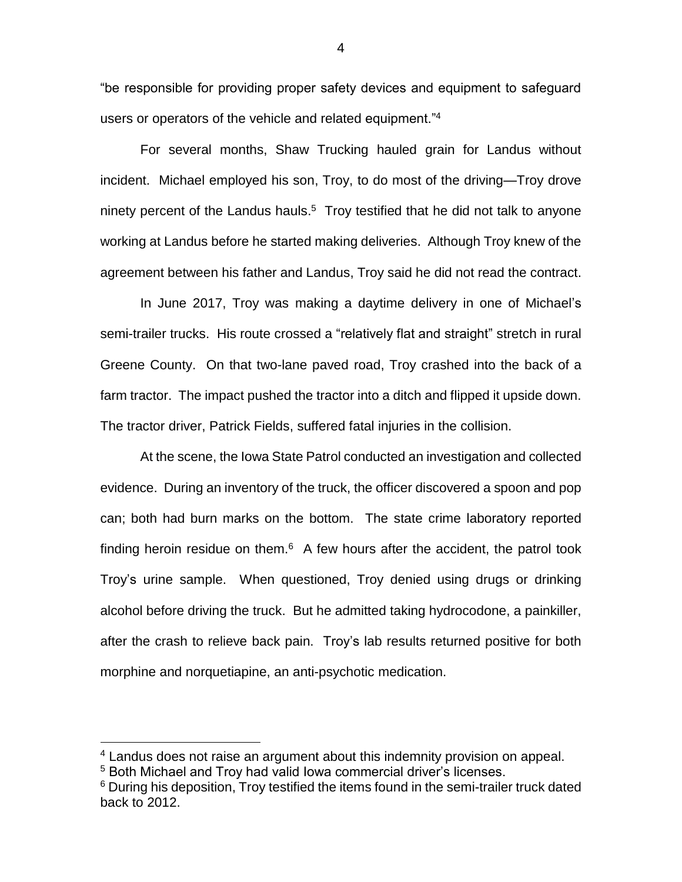"be responsible for providing proper safety devices and equipment to safeguard users or operators of the vehicle and related equipment."[4]

For several months, Shaw Trucking hauled grain for Landus without incident. Michael employed his son, Troy, to do most of the driving—Troy drove ninety percent of the Landus hauls.[5] Troy testified that he did not talk to anyone working at Landus before he started making deliveries. Although Troy knew of the agreement between his father and Landus, Troy said he did not read the contract.

In June 2017, Troy was making a daytime delivery in one of Michael's semi-trailer trucks. His route crossed a "relatively flat and straight" stretch in rural Greene County. On that two-lane paved road, Troy crashed into the back of a farm tractor. The impact pushed the tractor into a ditch and flipped it upside down. The tractor driver, Patrick Fields, suffered fatal injuries in the collision.

At the scene, the Iowa State Patrol conducted an investigation and collected evidence. During an inventory of the truck, the officer discovered a spoon and pop can; both had burn marks on the bottom. The state crime laboratory reported finding heroin residue on them.[6] A few hours after the accident, the patrol took Troy's urine sample. When questioned, Troy denied using drugs or drinking alcohol before driving the truck. But he admitted taking hydrocodone, a painkiller, after the crash to relieve back pain. Troy's lab results returned positive for both morphine and norquetiapine, an anti-psychotic medication.

---

[4] Landus does not raise an argument about this indemnity provision on appeal.

[5] Both Michael and Troy had valid Iowa commercial driver's licenses.

[6] During his deposition, Troy testified the items found in the semi-trailer truck dated back to 2012.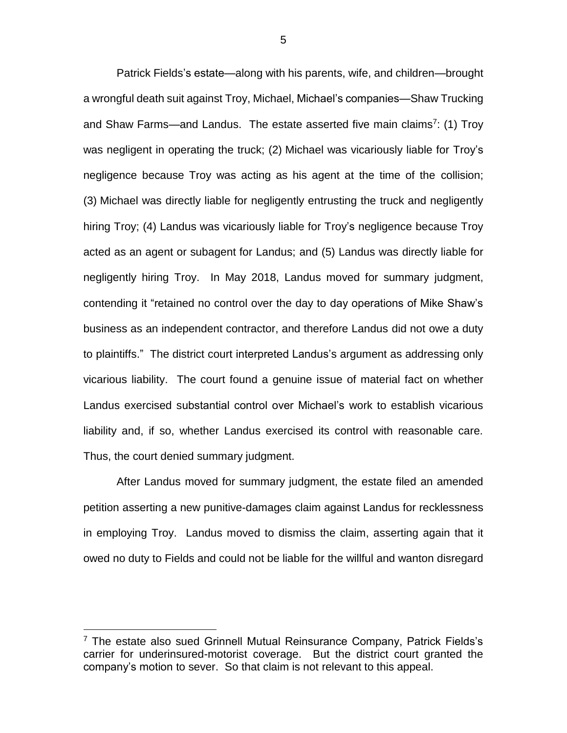Patrick Fields's estate—along with his parents, wife, and children—brought a wrongful death suit against Troy, Michael, Michael's companies—Shaw Trucking and Shaw Farms—and Landus. The estate asserted five main claims[7]: (1) Troy was negligent in operating the truck; (2) Michael was vicariously liable for Troy's negligence because Troy was acting as his agent at the time of the collision; (3) Michael was directly liable for negligently entrusting the truck and negligently hiring Troy; (4) Landus was vicariously liable for Troy's negligence because Troy acted as an agent or subagent for Landus; and (5) Landus was directly liable for negligently hiring Troy. In May 2018, Landus moved for summary judgment, contending it "retained no control over the day to day operations of Mike Shaw's business as an independent contractor, and therefore Landus did not owe a duty to plaintiffs." The district court interpreted Landus's argument as addressing only vicarious liability. The court found a genuine issue of material fact on whether Landus exercised substantial control over Michael's work to establish vicarious liability and, if so, whether Landus exercised its control with reasonable care. Thus, the court denied summary judgment.

After Landus moved for summary judgment, the estate filed an amended petition asserting a new punitive-damages claim against Landus for recklessness in employing Troy. Landus moved to dismiss the claim, asserting again that it owed no duty to Fields and could not be liable for the willful and wanton disregard

[7] The estate also sued Grinnell Mutual Reinsurance Company, Patrick Fields's carrier for underinsured-motorist coverage. But the district court granted the company's motion to sever. So that claim is not relevant to this appeal.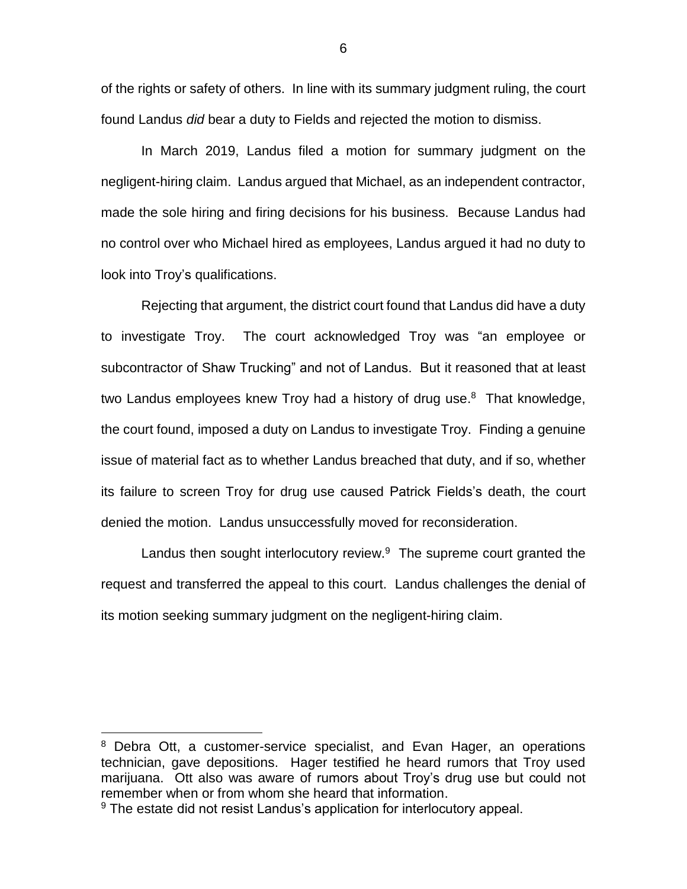of the rights or safety of others. In line with its summary judgment ruling, the court found Landus *did* bear a duty to Fields and rejected the motion to dismiss.

In March 2019, Landus filed a motion for summary judgment on the negligent-hiring claim. Landus argued that Michael, as an independent contractor, made the sole hiring and firing decisions for his business. Because Landus had no control over who Michael hired as employees, Landus argued it had no duty to look into Troy's qualifications.

Rejecting that argument, the district court found that Landus did have a duty to investigate Troy. The court acknowledged Troy was "an employee or subcontractor of Shaw Trucking" and not of Landus. But it reasoned that at least two Landus employees knew Troy had a history of drug use.[8] That knowledge, the court found, imposed a duty on Landus to investigate Troy. Finding a genuine issue of material fact as to whether Landus breached that duty, and if so, whether its failure to screen Troy for drug use caused Patrick Fields's death, the court denied the motion. Landus unsuccessfully moved for reconsideration.

Landus then sought interlocutory review.[9] The supreme court granted the request and transferred the appeal to this court. Landus challenges the denial of its motion seeking summary judgment on the negligent-hiring claim.

---

[8] Debra Ott, a customer-service specialist, and Evan Hager, an operations technician, gave depositions. Hager testified he heard rumors that Troy used marijuana. Ott also was aware of rumors about Troy's drug use but could not remember when or from whom she heard that information.

[9] The estate did not resist Landus's application for interlocutory appeal.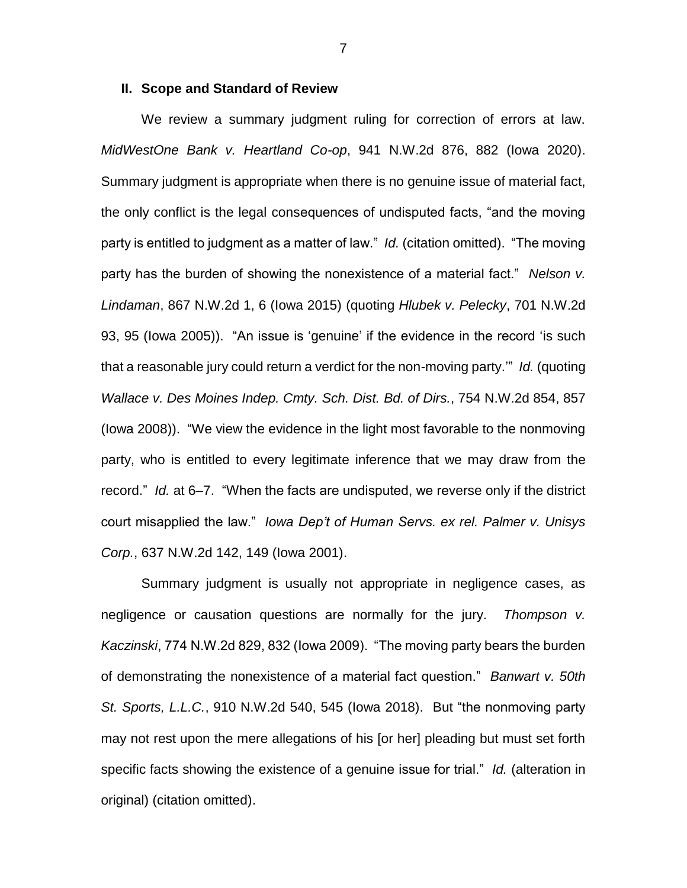## II. Scope and Standard of Review

We review a summary judgment ruling for correction of errors at law. *MidWestOne Bank v. Heartland Co-op*, 941 N.W.2d 876, 882 (Iowa 2020). Summary judgment is appropriate when there is no genuine issue of material fact, the only conflict is the legal consequences of undisputed facts, "and the moving party is entitled to judgment as a matter of law." *Id.* (citation omitted). "The moving party has the burden of showing the nonexistence of a material fact." *Nelson v. Lindaman*, 867 N.W.2d 1, 6 (Iowa 2015) (quoting *Hlubek v. Pelecky*, 701 N.W.2d 93, 95 (Iowa 2005)). "An issue is 'genuine' if the evidence in the record 'is such that a reasonable jury could return a verdict for the non-moving party.'" *Id.* (quoting *Wallace v. Des Moines Indep. Cmty. Sch. Dist. Bd. of Dirs.*, 754 N.W.2d 854, 857 (Iowa 2008)). "We view the evidence in the light most favorable to the nonmoving party, who is entitled to every legitimate inference that we may draw from the record." *Id.* at 6–7. "When the facts are undisputed, we reverse only if the district court misapplied the law." *Iowa Dep't of Human Servs. ex rel. Palmer v. Unisys Corp.*, 637 N.W.2d 142, 149 (Iowa 2001).

Summary judgment is usually not appropriate in negligence cases, as negligence or causation questions are normally for the jury. *Thompson v. Kaczinski*, 774 N.W.2d 829, 832 (Iowa 2009). "The moving party bears the burden of demonstrating the nonexistence of a material fact question." *Banwart v. 50th St. Sports, L.L.C.*, 910 N.W.2d 540, 545 (Iowa 2018). But "the nonmoving party may not rest upon the mere allegations of his [or her] pleading but must set forth specific facts showing the existence of a genuine issue for trial." *Id.* (alteration in original) (citation omitted).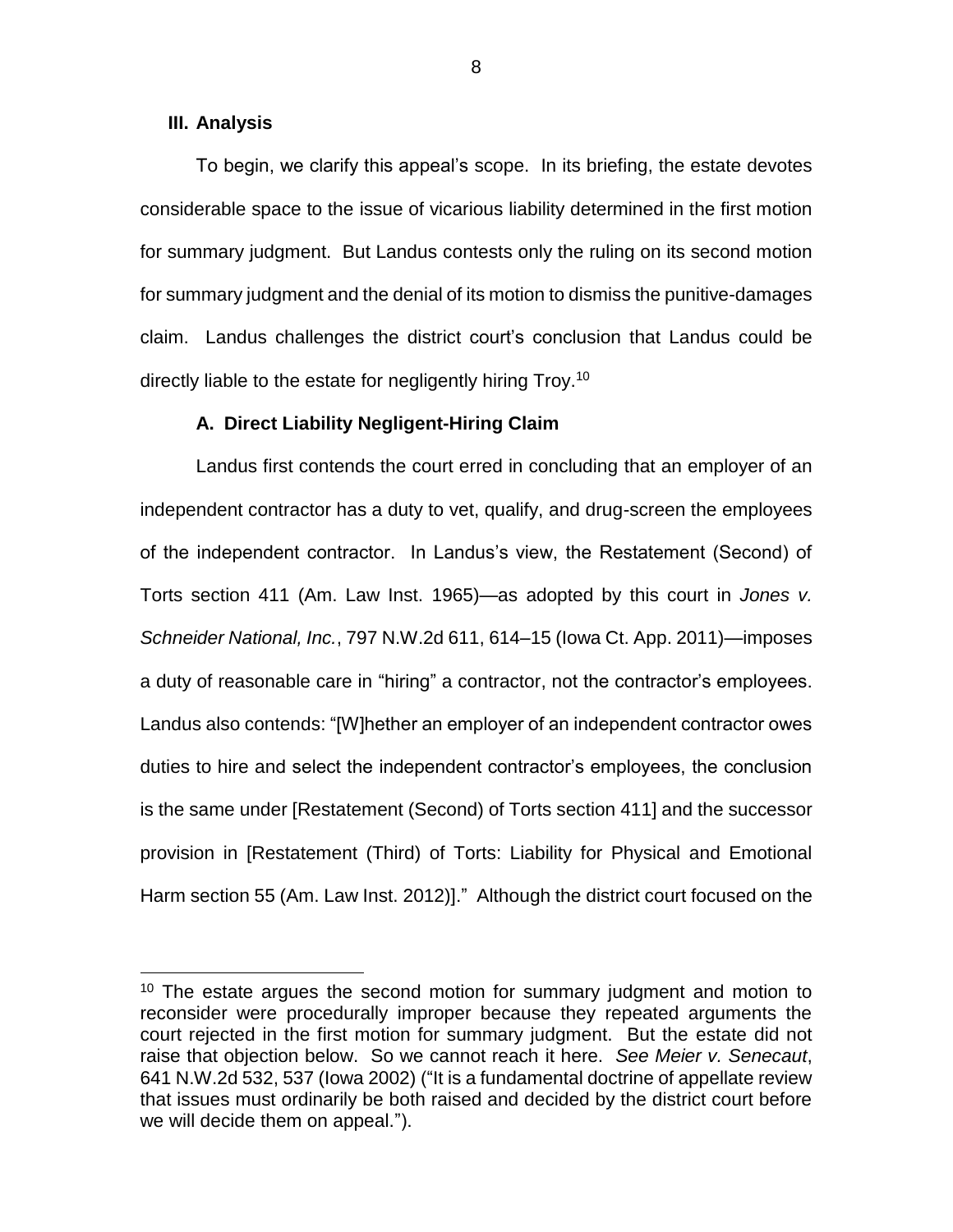### III. Analysis

To begin, we clarify this appeal's scope. In its briefing, the estate devotes considerable space to the issue of vicarious liability determined in the first motion for summary judgment. But Landus contests only the ruling on its second motion for summary judgment and the denial of its motion to dismiss the punitive-damages claim. Landus challenges the district court's conclusion that Landus could be directly liable to the estate for negligently hiring Troy.[10]

#### A. Direct Liability Negligent-Hiring Claim

Landus first contends the court erred in concluding that an employer of an independent contractor has a duty to vet, qualify, and drug-screen the employees of the independent contractor. In Landus's view, the Restatement (Second) of Torts section 411 (Am. Law Inst. 1965)—as adopted by this court in *Jones v. Schneider National, Inc.*, 797 N.W.2d 611, 614–15 (Iowa Ct. App. 2011)—imposes a duty of reasonable care in "hiring" a contractor, not the contractor's employees. Landus also contends: "[W]hether an employer of an independent contractor owes duties to hire and select the independent contractor's employees, the conclusion is the same under [Restatement (Second) of Torts section 411] and the successor provision in [Restatement (Third) of Torts: Liability for Physical and Emotional Harm section 55 (Am. Law Inst. 2012)]." Although the district court focused on the

---

[10] The estate argues the second motion for summary judgment and motion to reconsider were procedurally improper because they repeated arguments the court rejected in the first motion for summary judgment. But the estate did not raise that objection below. So we cannot reach it here. *See Meier v. Senecaut*, 641 N.W.2d 532, 537 (Iowa 2002) ("It is a fundamental doctrine of appellate review that issues must ordinarily be both raised and decided by the district court before we will decide them on appeal.").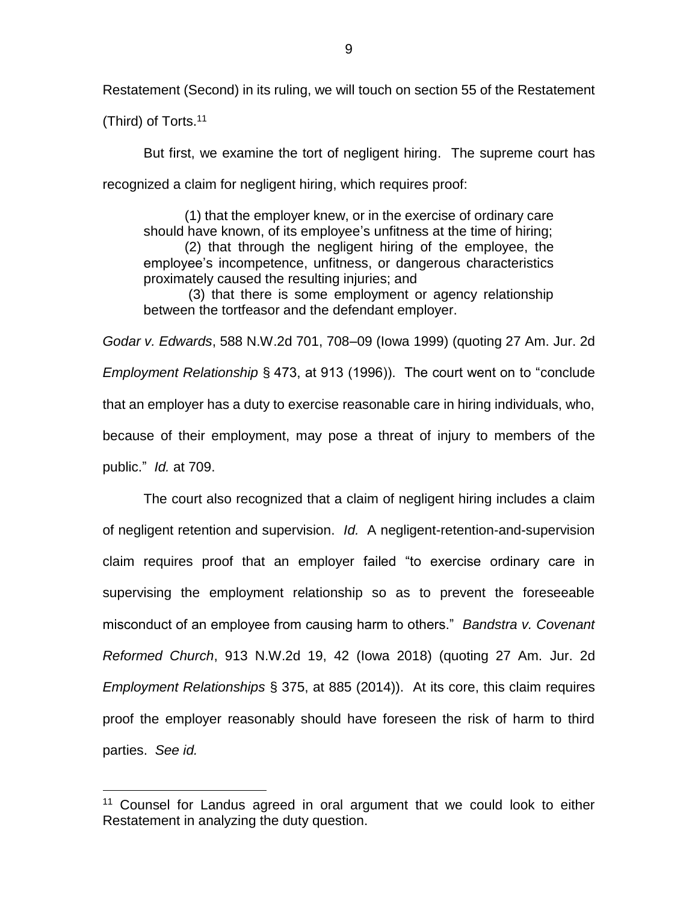Restatement (Second) in its ruling, we will touch on section 55 of the Restatement (Third) of Torts.[11]

But first, we examine the tort of negligent hiring. The supreme court has recognized a claim for negligent hiring, which requires proof:

> (1) that the employer knew, or in the exercise of ordinary care should have known, of its employee's unfitness at the time of hiring;
> (2) that through the negligent hiring of the employee, the employee's incompetence, unfitness, or dangerous characteristics proximately caused the resulting injuries; and
> (3) that there is some employment or agency relationship between the tortfeasor and the defendant employer.

*Godar v. Edwards*, 588 N.W.2d 701, 708–09 (Iowa 1999) (quoting 27 Am. Jur. 2d *Employment Relationship* § 473, at 913 (1996)). The court went on to "conclude that an employer has a duty to exercise reasonable care in hiring individuals, who, because of their employment, may pose a threat of injury to members of the public." *Id.* at 709.

The court also recognized that a claim of negligent hiring includes a claim of negligent retention and supervision. *Id.* A negligent-retention-and-supervision claim requires proof that an employer failed "to exercise ordinary care in supervising the employment relationship so as to prevent the foreseeable misconduct of an employee from causing harm to others." *Bandstra v. Covenant Reformed Church*, 913 N.W.2d 19, 42 (Iowa 2018) (quoting 27 Am. Jur. 2d *Employment Relationships* § 375, at 885 (2014)). At its core, this claim requires proof the employer reasonably should have foreseen the risk of harm to third parties. *See id.*

---

[11] Counsel for Landus agreed in oral argument that we could look to either Restatement in analyzing the duty question.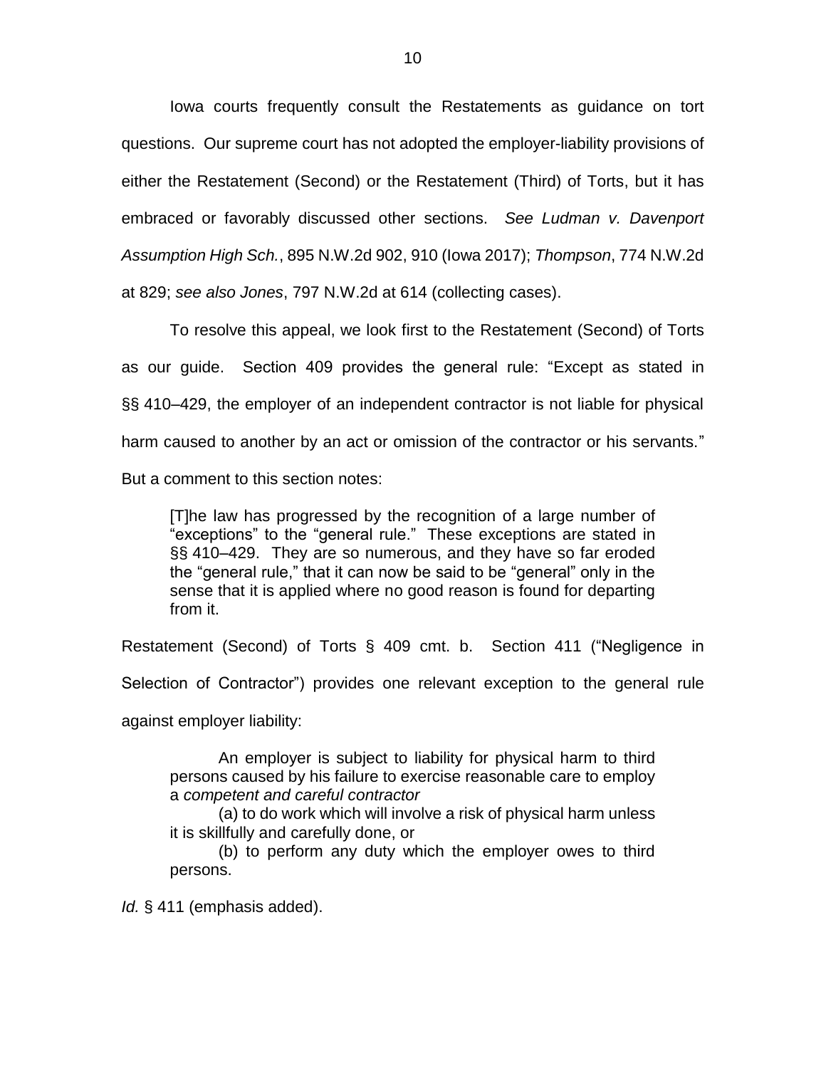Iowa courts frequently consult the Restatements as guidance on tort questions. Our supreme court has not adopted the employer-liability provisions of either the Restatement (Second) or the Restatement (Third) of Torts, but it has embraced or favorably discussed other sections. *See Ludman v. Davenport Assumption High Sch.*, 895 N.W.2d 902, 910 (Iowa 2017); *Thompson*, 774 N.W.2d at 829; *see also Jones*, 797 N.W.2d at 614 (collecting cases).

To resolve this appeal, we look first to the Restatement (Second) of Torts as our guide. Section 409 provides the general rule: "Except as stated in §§ 410–429, the employer of an independent contractor is not liable for physical harm caused to another by an act or omission of the contractor or his servants." But a comment to this section notes:

> [T]he law has progressed by the recognition of a large number of "exceptions" to the "general rule." These exceptions are stated in §§ 410–429. They are so numerous, and they have so far eroded the "general rule," that it can now be said to be "general" only in the sense that it is applied where no good reason is found for departing from it.

Restatement (Second) of Torts § 409 cmt. b. Section 411 ("Negligence in Selection of Contractor") provides one relevant exception to the general rule against employer liability:

> An employer is subject to liability for physical harm to third persons caused by his failure to exercise reasonable care to employ a *competent and careful contractor*
>
> (a) to do work which will involve a risk of physical harm unless it is skillfully and carefully done, or
>
> (b) to perform any duty which the employer owes to third persons.

*Id.* § 411 (emphasis added).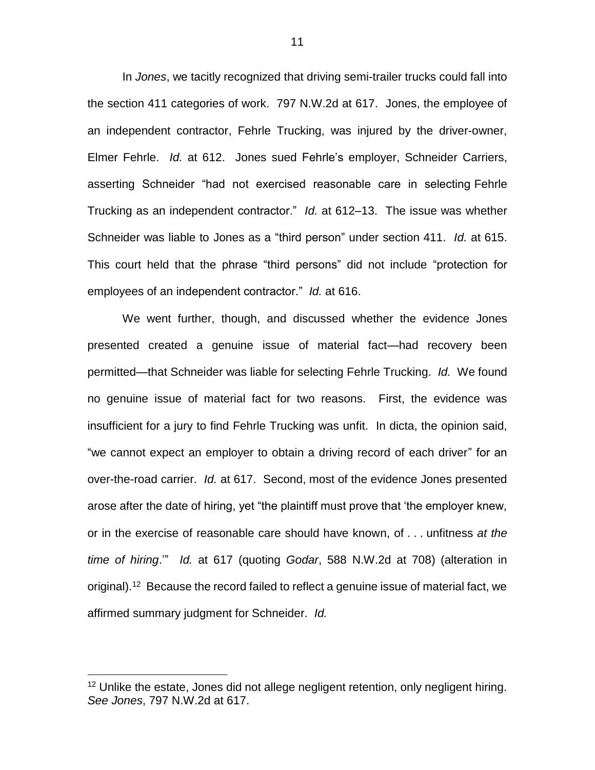In *Jones*, we tacitly recognized that driving semi-trailer trucks could fall into the section 411 categories of work. 797 N.W.2d at 617. Jones, the employee of an independent contractor, Fehrle Trucking, was injured by the driver-owner, Elmer Fehrle. *Id.* at 612. Jones sued Fehrle's employer, Schneider Carriers, asserting Schneider "had not exercised reasonable care in selecting Fehrle Trucking as an independent contractor." *Id.* at 612–13. The issue was whether Schneider was liable to Jones as a "third person" under section 411. *Id.* at 615. This court held that the phrase "third persons" did not include "protection for employees of an independent contractor." *Id.* at 616.

We went further, though, and discussed whether the evidence Jones presented created a genuine issue of material fact—had recovery been permitted—that Schneider was liable for selecting Fehrle Trucking. *Id.* We found no genuine issue of material fact for two reasons. First, the evidence was insufficient for a jury to find Fehrle Trucking was unfit. In dicta, the opinion said, "we cannot expect an employer to obtain a driving record of each driver" for an over-the-road carrier. *Id.* at 617. Second, most of the evidence Jones presented arose after the date of hiring, yet "the plaintiff must prove that 'the employer knew, or in the exercise of reasonable care should have known, of . . . unfitness *at the time of hiring*.'" *Id.* at 617 (quoting *Godar*, 588 N.W.2d at 708) (alteration in original).[12] Because the record failed to reflect a genuine issue of material fact, we affirmed summary judgment for Schneider. *Id.*

---

[12] Unlike the estate, Jones did not allege negligent retention, only negligent hiring. *See Jones*, 797 N.W.2d at 617.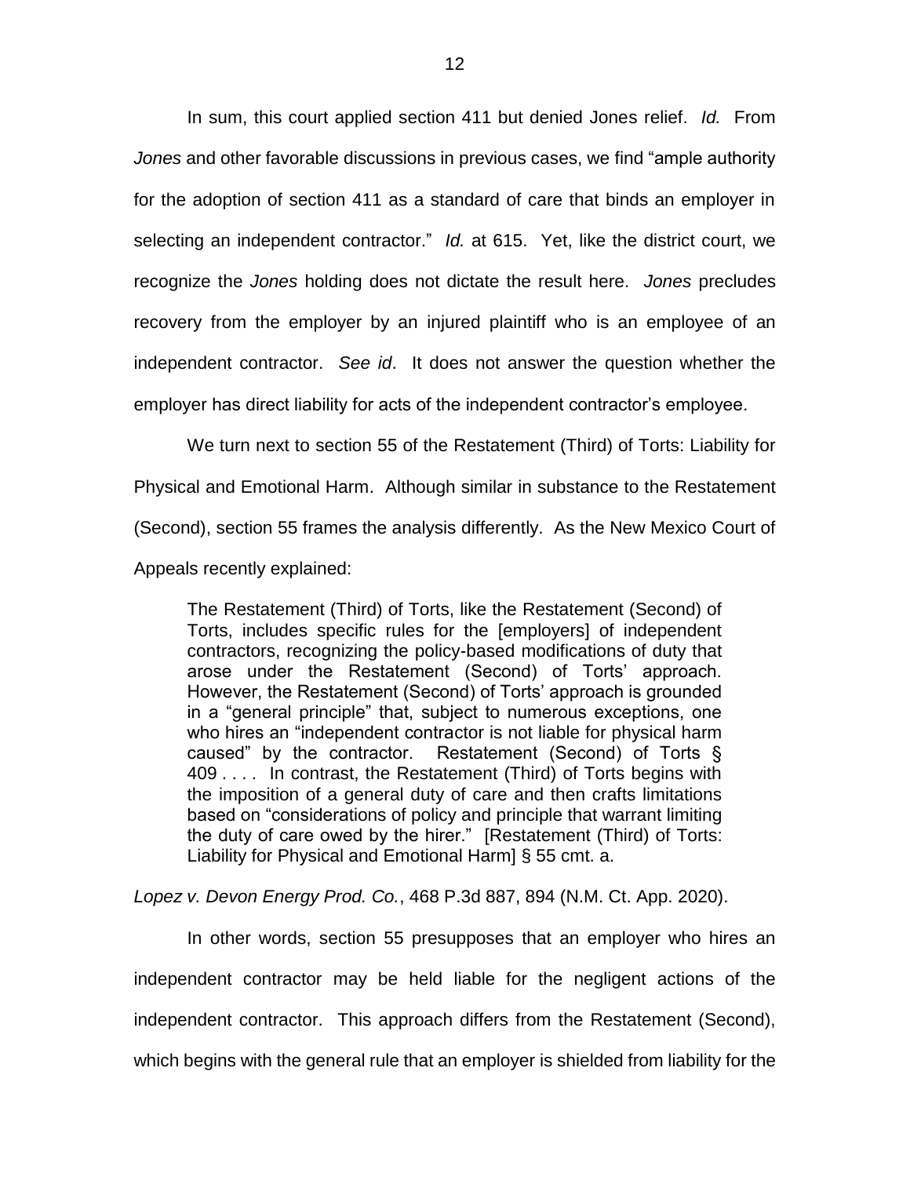In sum, this court applied section 411 but denied Jones relief. *Id.* From *Jones* and other favorable discussions in previous cases, we find "ample authority for the adoption of section 411 as a standard of care that binds an employer in selecting an independent contractor." *Id.* at 615. Yet, like the district court, we recognize the *Jones* holding does not dictate the result here. *Jones* precludes recovery from the employer by an injured plaintiff who is an employee of an independent contractor. *See id*. It does not answer the question whether the employer has direct liability for acts of the independent contractor's employee.

We turn next to section 55 of the Restatement (Third) of Torts: Liability for Physical and Emotional Harm. Although similar in substance to the Restatement (Second), section 55 frames the analysis differently. As the New Mexico Court of Appeals recently explained:

> The Restatement (Third) of Torts, like the Restatement (Second) of Torts, includes specific rules for the [employers] of independent contractors, recognizing the policy-based modifications of duty that arose under the Restatement (Second) of Torts' approach. However, the Restatement (Second) of Torts' approach is grounded in a "general principle" that, subject to numerous exceptions, one who hires an "independent contractor is not liable for physical harm caused" by the contractor. Restatement (Second) of Torts § 409 . . . . In contrast, the Restatement (Third) of Torts begins with the imposition of a general duty of care and then crafts limitations based on "considerations of policy and principle that warrant limiting the duty of care owed by the hirer." [Restatement (Third) of Torts: Liability for Physical and Emotional Harm] § 55 cmt. a.

*Lopez v. Devon Energy Prod. Co.*, 468 P.3d 887, 894 (N.M. Ct. App. 2020).

In other words, section 55 presupposes that an employer who hires an independent contractor may be held liable for the negligent actions of the independent contractor. This approach differs from the Restatement (Second), which begins with the general rule that an employer is shielded from liability for the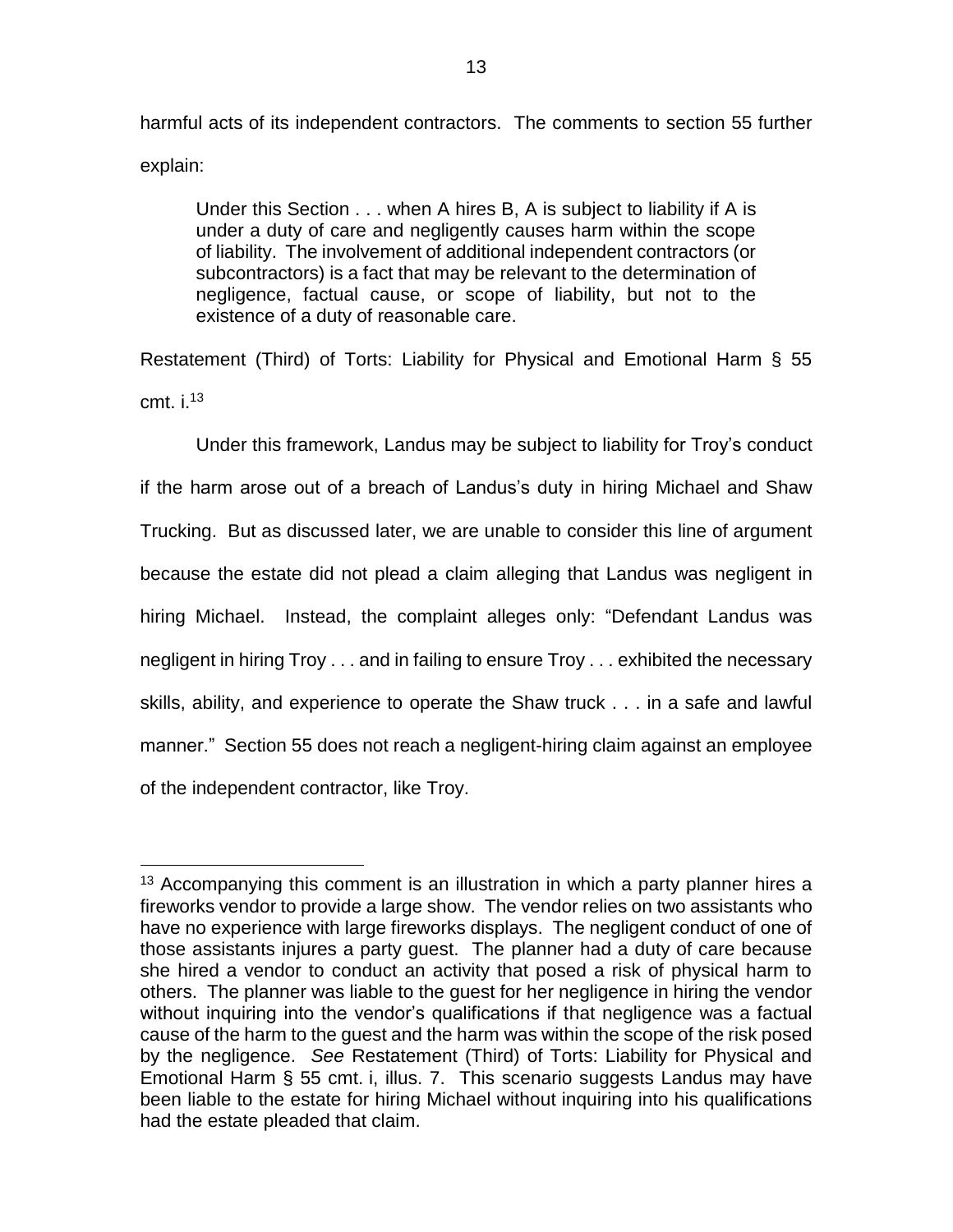harmful acts of its independent contractors. The comments to section 55 further explain:

> Under this Section . . . when A hires B, A is subject to liability if A is under a duty of care and negligently causes harm within the scope of liability. The involvement of additional independent contractors (or subcontractors) is a fact that may be relevant to the determination of negligence, factual cause, or scope of liability, but not to the existence of a duty of reasonable care.

Restatement (Third) of Torts: Liability for Physical and Emotional Harm § 55 cmt. i.[13]

Under this framework, Landus may be subject to liability for Troy's conduct if the harm arose out of a breach of Landus's duty in hiring Michael and Shaw Trucking. But as discussed later, we are unable to consider this line of argument because the estate did not plead a claim alleging that Landus was negligent in hiring Michael. Instead, the complaint alleges only: "Defendant Landus was negligent in hiring Troy . . . and in failing to ensure Troy . . . exhibited the necessary skills, ability, and experience to operate the Shaw truck . . . in a safe and lawful manner." Section 55 does not reach a negligent-hiring claim against an employee of the independent contractor, like Troy.

---

[13] Accompanying this comment is an illustration in which a party planner hires a fireworks vendor to provide a large show. The vendor relies on two assistants who have no experience with large fireworks displays. The negligent conduct of one of those assistants injures a party guest. The planner had a duty of care because she hired a vendor to conduct an activity that posed a risk of physical harm to others. The planner was liable to the guest for her negligence in hiring the vendor without inquiring into the vendor's qualifications if that negligence was a factual cause of the harm to the guest and the harm was within the scope of the risk posed by the negligence. *See* Restatement (Third) of Torts: Liability for Physical and Emotional Harm § 55 cmt. i, illus. 7. This scenario suggests Landus may have been liable to the estate for hiring Michael without inquiring into his qualifications had the estate pleaded that claim.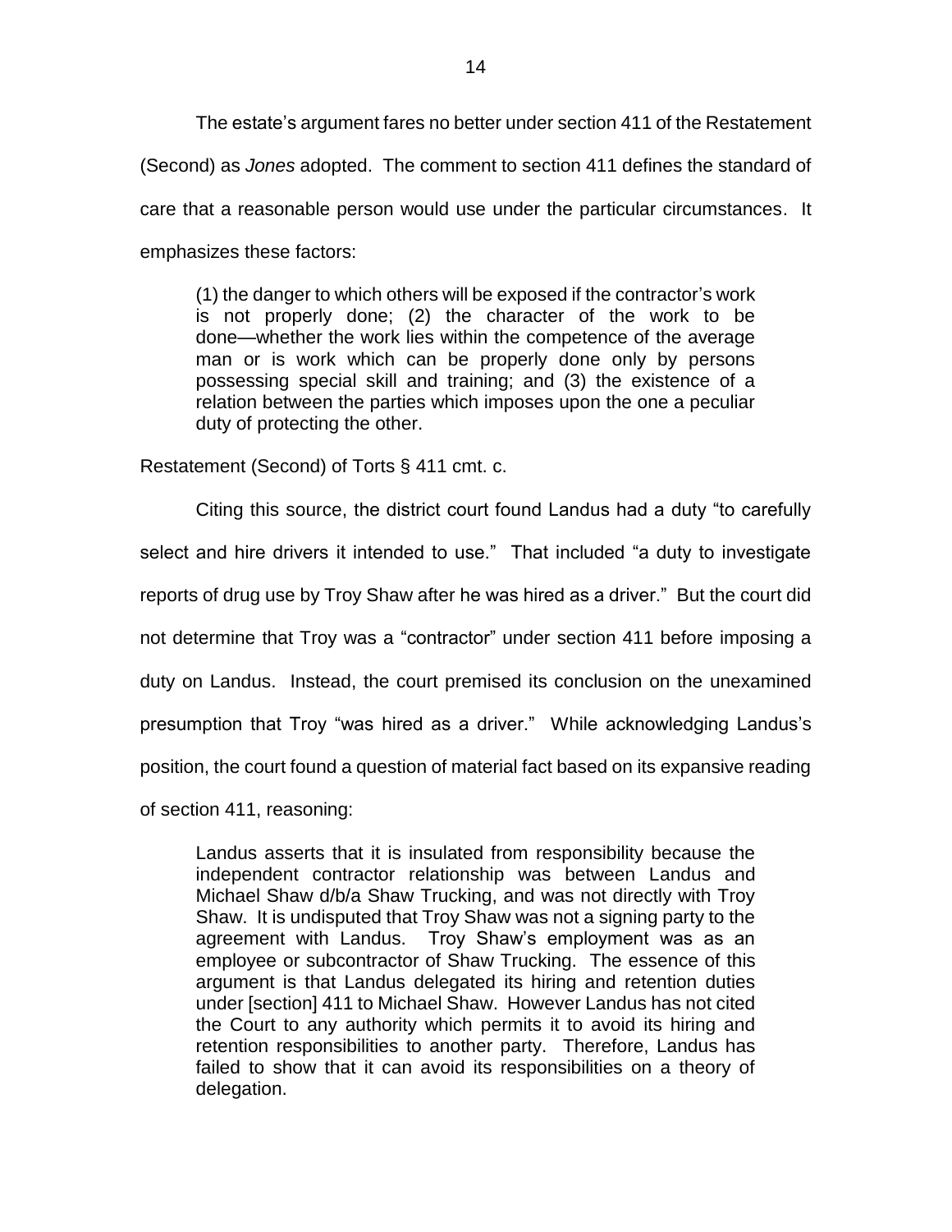The estate's argument fares no better under section 411 of the Restatement (Second) as *Jones* adopted. The comment to section 411 defines the standard of care that a reasonable person would use under the particular circumstances. It emphasizes these factors:

> (1) the danger to which others will be exposed if the contractor's work is not properly done; (2) the character of the work to be done—whether the work lies within the competence of the average man or is work which can be properly done only by persons possessing special skill and training; and (3) the existence of a relation between the parties which imposes upon the one a peculiar duty of protecting the other.

Restatement (Second) of Torts § 411 cmt. c.

Citing this source, the district court found Landus had a duty "to carefully select and hire drivers it intended to use." That included "a duty to investigate reports of drug use by Troy Shaw after he was hired as a driver." But the court did not determine that Troy was a "contractor" under section 411 before imposing a duty on Landus. Instead, the court premised its conclusion on the unexamined presumption that Troy "was hired as a driver." While acknowledging Landus's position, the court found a question of material fact based on its expansive reading of section 411, reasoning:

> Landus asserts that it is insulated from responsibility because the independent contractor relationship was between Landus and Michael Shaw d/b/a Shaw Trucking, and was not directly with Troy Shaw. It is undisputed that Troy Shaw was not a signing party to the agreement with Landus. Troy Shaw's employment was as an employee or subcontractor of Shaw Trucking. The essence of this argument is that Landus delegated its hiring and retention duties under [section] 411 to Michael Shaw. However Landus has not cited the Court to any authority which permits it to avoid its hiring and retention responsibilities to another party. Therefore, Landus has failed to show that it can avoid its responsibilities on a theory of delegation.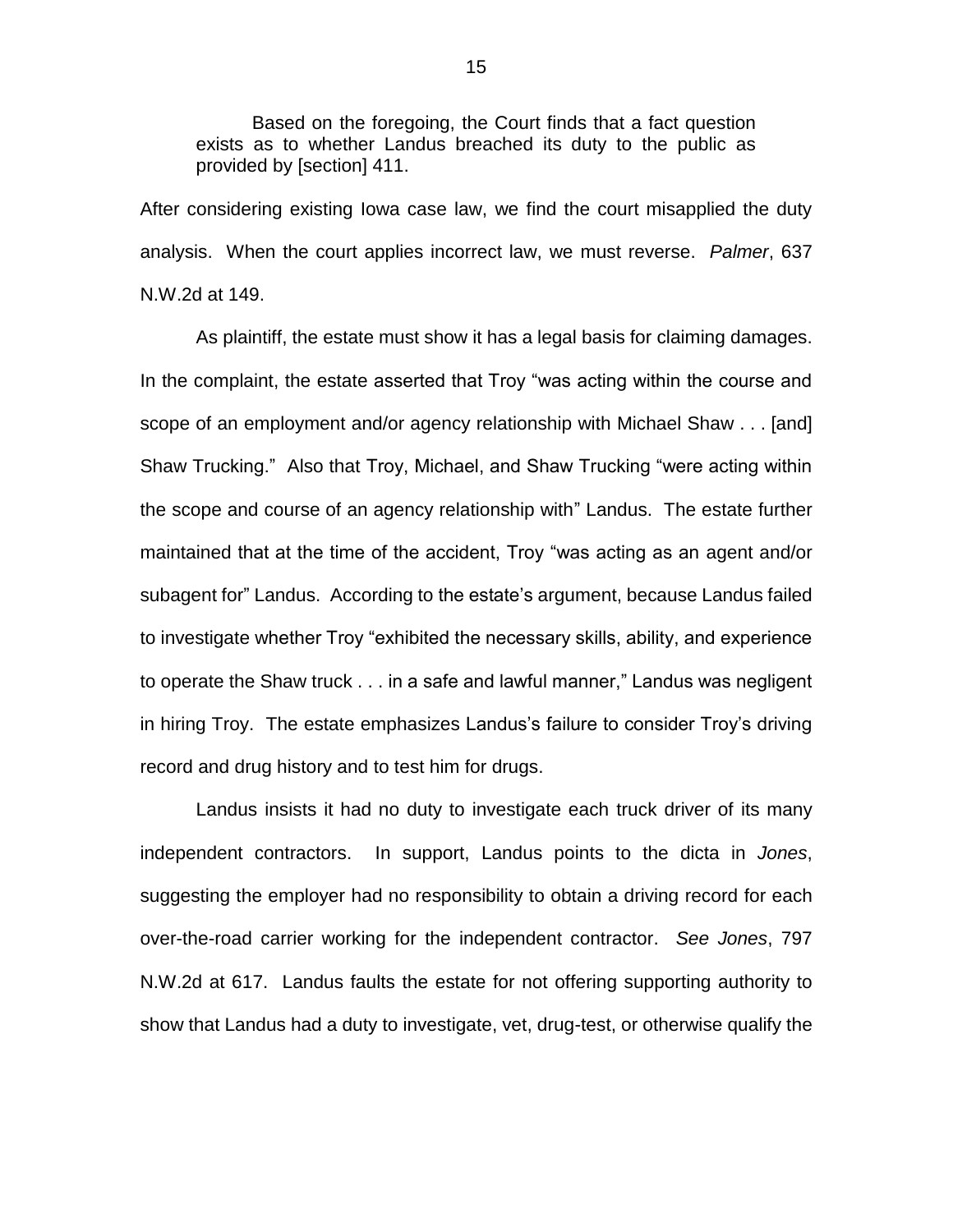> Based on the foregoing, the Court finds that a fact question exists as to whether Landus breached its duty to the public as provided by [section] 411.

After considering existing Iowa case law, we find the court misapplied the duty analysis. When the court applies incorrect law, we must reverse. *Palmer*, 637 N.W.2d at 149.

As plaintiff, the estate must show it has a legal basis for claiming damages. In the complaint, the estate asserted that Troy "was acting within the course and scope of an employment and/or agency relationship with Michael Shaw . . . [and] Shaw Trucking." Also that Troy, Michael, and Shaw Trucking "were acting within the scope and course of an agency relationship with" Landus. The estate further maintained that at the time of the accident, Troy "was acting as an agent and/or subagent for" Landus. According to the estate's argument, because Landus failed to investigate whether Troy "exhibited the necessary skills, ability, and experience to operate the Shaw truck . . . in a safe and lawful manner," Landus was negligent in hiring Troy. The estate emphasizes Landus's failure to consider Troy's driving record and drug history and to test him for drugs.

Landus insists it had no duty to investigate each truck driver of its many independent contractors. In support, Landus points to the dicta in *Jones*, suggesting the employer had no responsibility to obtain a driving record for each over-the-road carrier working for the independent contractor. *See Jones*, 797 N.W.2d at 617. Landus faults the estate for not offering supporting authority to show that Landus had a duty to investigate, vet, drug-test, or otherwise qualify the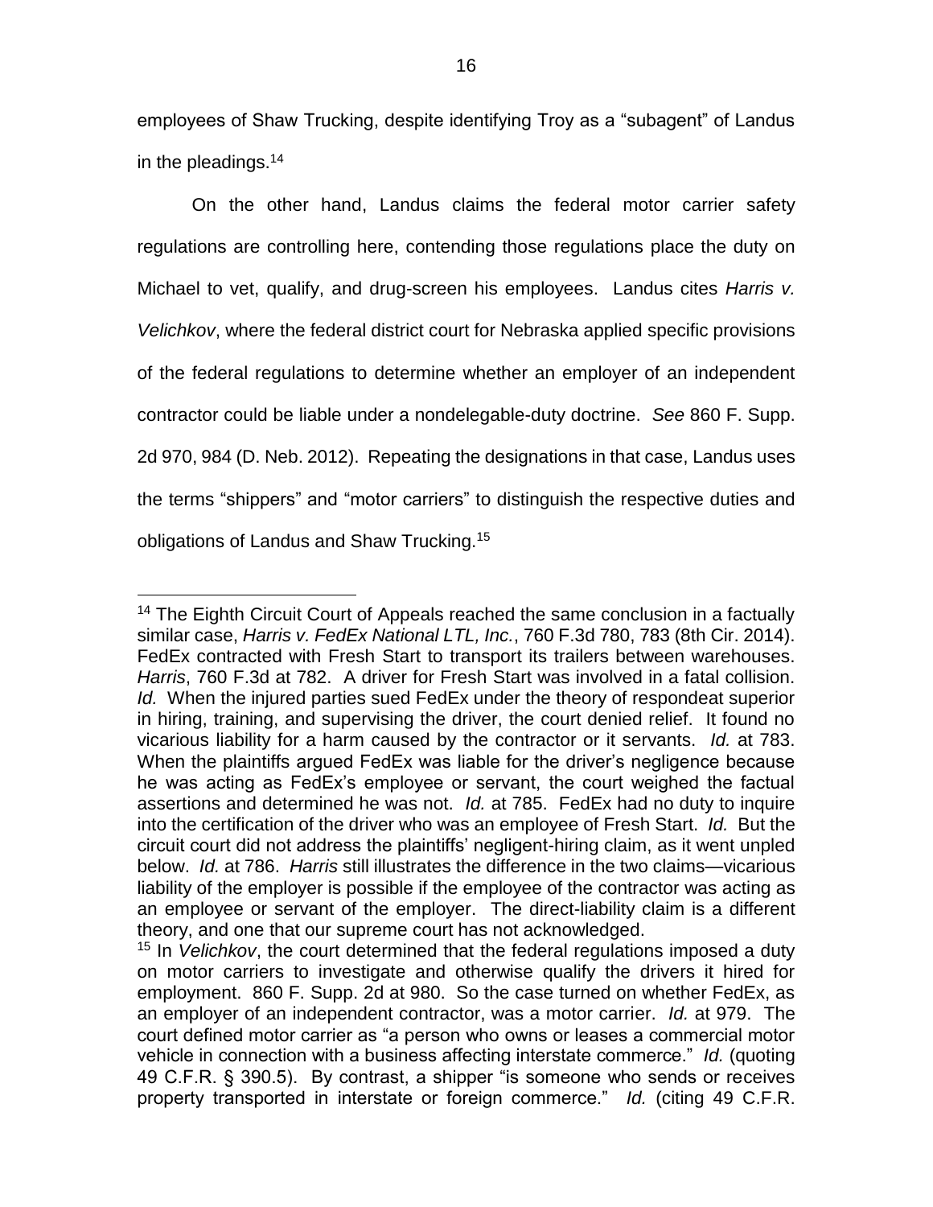employees of Shaw Trucking, despite identifying Troy as a "subagent" of Landus in the pleadings.[14]

On the other hand, Landus claims the federal motor carrier safety regulations are controlling here, contending those regulations place the duty on Michael to vet, qualify, and drug-screen his employees. Landus cites *Harris v. Velichkov*, where the federal district court for Nebraska applied specific provisions of the federal regulations to determine whether an employer of an independent contractor could be liable under a nondelegable-duty doctrine. *See* 860 F. Supp. 2d 970, 984 (D. Neb. 2012). Repeating the designations in that case, Landus uses the terms "shippers" and "motor carriers" to distinguish the respective duties and obligations of Landus and Shaw Trucking.[15]

---

[14] The Eighth Circuit Court of Appeals reached the same conclusion in a factually similar case, *Harris v. FedEx National LTL, Inc.*, 760 F.3d 780, 783 (8th Cir. 2014). FedEx contracted with Fresh Start to transport its trailers between warehouses. *Harris*, 760 F.3d at 782. A driver for Fresh Start was involved in a fatal collision. *Id.* When the injured parties sued FedEx under the theory of respondeat superior in hiring, training, and supervising the driver, the court denied relief. It found no vicarious liability for a harm caused by the contractor or it servants. *Id.* at 783. When the plaintiffs argued FedEx was liable for the driver's negligence because he was acting as FedEx's employee or servant, the court weighed the factual assertions and determined he was not. *Id.* at 785. FedEx had no duty to inquire into the certification of the driver who was an employee of Fresh Start. *Id.* But the circuit court did not address the plaintiffs' negligent-hiring claim, as it went unpled below. *Id.* at 786. *Harris* still illustrates the difference in the two claims—vicarious liability of the employer is possible if the employee of the contractor was acting as an employee or servant of the employer. The direct-liability claim is a different theory, and one that our supreme court has not acknowledged.

[15] In *Velichkov*, the court determined that the federal regulations imposed a duty on motor carriers to investigate and otherwise qualify the drivers it hired for employment. 860 F. Supp. 2d at 980. So the case turned on whether FedEx, as an employer of an independent contractor, was a motor carrier. *Id.* at 979. The court defined motor carrier as "a person who owns or leases a commercial motor vehicle in connection with a business affecting interstate commerce." *Id.* (quoting 49 C.F.R. § 390.5). By contrast, a shipper "is someone who sends or receives property transported in interstate or foreign commerce." *Id.* (citing 49 C.F.R.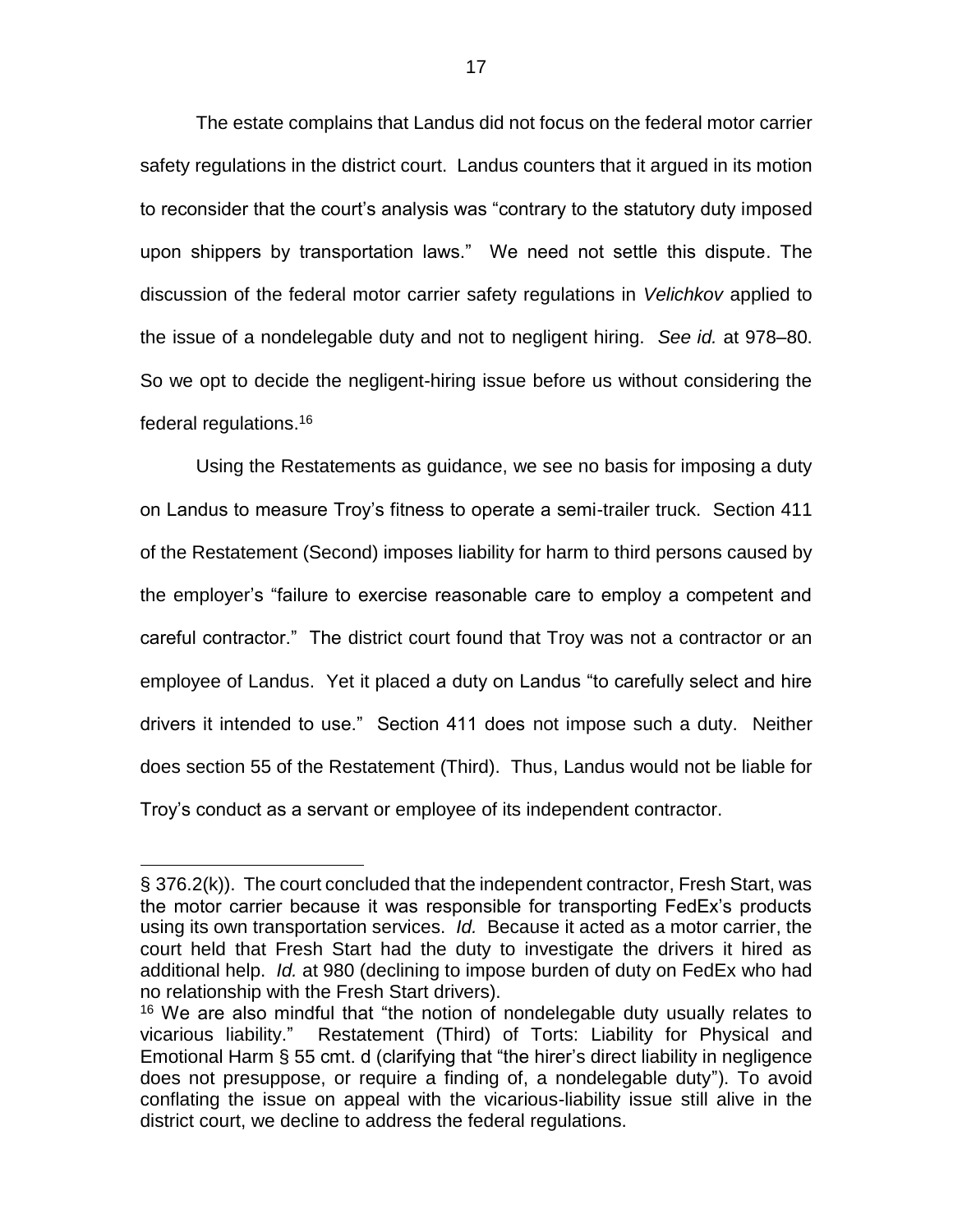The estate complains that Landus did not focus on the federal motor carrier safety regulations in the district court. Landus counters that it argued in its motion to reconsider that the court's analysis was "contrary to the statutory duty imposed upon shippers by transportation laws." We need not settle this dispute. The discussion of the federal motor carrier safety regulations in *Velichkov* applied to the issue of a nondelegable duty and not to negligent hiring. *See id.* at 978–80. So we opt to decide the negligent-hiring issue before us without considering the federal regulations.[16]

Using the Restatements as guidance, we see no basis for imposing a duty on Landus to measure Troy's fitness to operate a semi-trailer truck. Section 411 of the Restatement (Second) imposes liability for harm to third persons caused by the employer's "failure to exercise reasonable care to employ a competent and careful contractor." The district court found that Troy was not a contractor or an employee of Landus. Yet it placed a duty on Landus "to carefully select and hire drivers it intended to use." Section 411 does not impose such a duty. Neither does section 55 of the Restatement (Third). Thus, Landus would not be liable for Troy's conduct as a servant or employee of its independent contractor.

---

§ 376.2(k)). The court concluded that the independent contractor, Fresh Start, was the motor carrier because it was responsible for transporting FedEx's products using its own transportation services. *Id.* Because it acted as a motor carrier, the court held that Fresh Start had the duty to investigate the drivers it hired as additional help. *Id.* at 980 (declining to impose burden of duty on FedEx who had no relationship with the Fresh Start drivers).

[16] We are also mindful that "the notion of nondelegable duty usually relates to vicarious liability." Restatement (Third) of Torts: Liability for Physical and Emotional Harm § 55 cmt. d (clarifying that "the hirer's direct liability in negligence does not presuppose, or require a finding of, a nondelegable duty"). To avoid conflating the issue on appeal with the vicarious-liability issue still alive in the district court, we decline to address the federal regulations.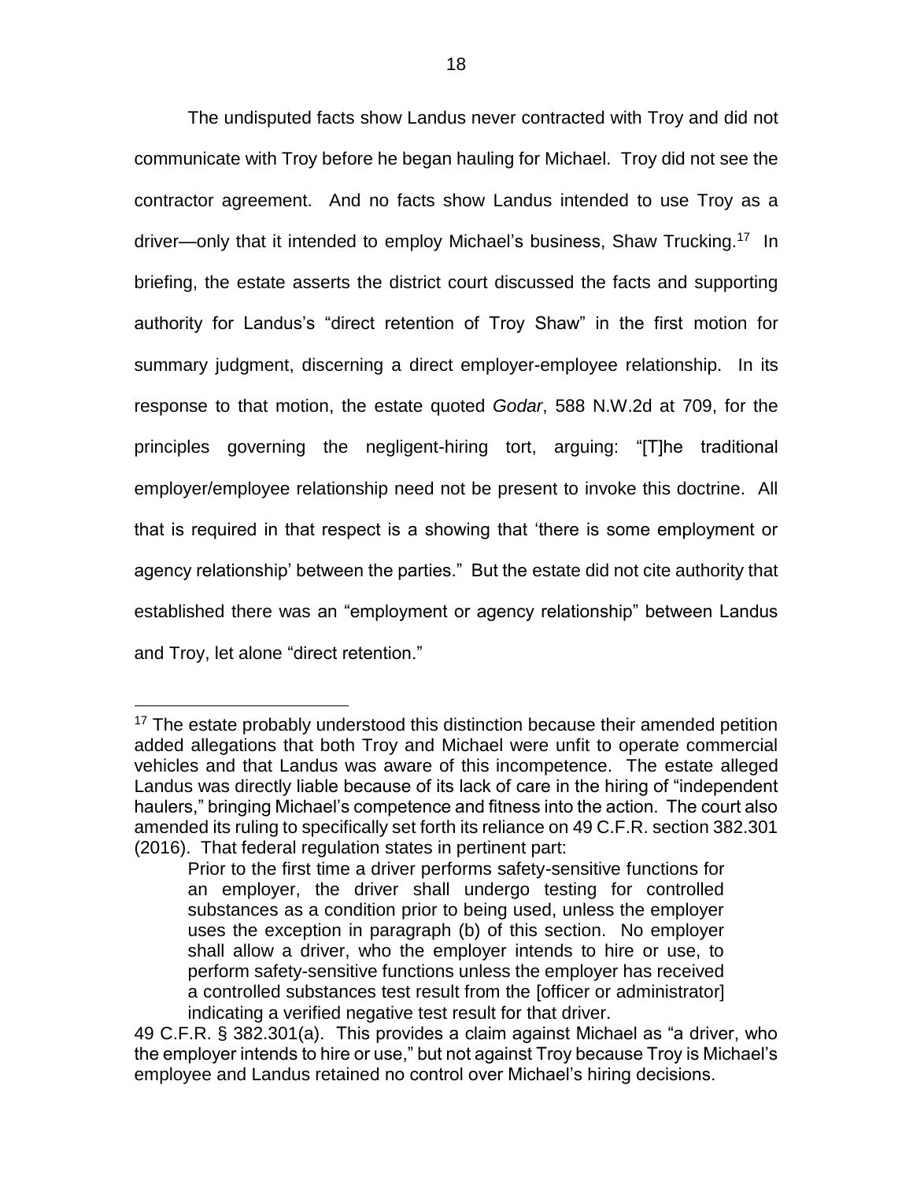The undisputed facts show Landus never contracted with Troy and did not communicate with Troy before he began hauling for Michael. Troy did not see the contractor agreement. And no facts show Landus intended to use Troy as a driver—only that it intended to employ Michael's business, Shaw Trucking.[17] In briefing, the estate asserts the district court discussed the facts and supporting authority for Landus's "direct retention of Troy Shaw" in the first motion for summary judgment, discerning a direct employer-employee relationship. In its response to that motion, the estate quoted *Godar*, 588 N.W.2d at 709, for the principles governing the negligent-hiring tort, arguing: "[T]he traditional employer/employee relationship need not be present to invoke this doctrine. All that is required in that respect is a showing that 'there is some employment or agency relationship' between the parties." But the estate did not cite authority that established there was an "employment or agency relationship" between Landus and Troy, let alone "direct retention."

---

[17] The estate probably understood this distinction because their amended petition added allegations that both Troy and Michael were unfit to operate commercial vehicles and that Landus was aware of this incompetence. The estate alleged Landus was directly liable because of its lack of care in the hiring of "independent haulers," bringing Michael's competence and fitness into the action. The court also amended its ruling to specifically set forth its reliance on 49 C.F.R. section 382.301 (2016). That federal regulation states in pertinent part:

> Prior to the first time a driver performs safety-sensitive functions for an employer, the driver shall undergo testing for controlled substances as a condition prior to being used, unless the employer uses the exception in paragraph (b) of this section. No employer shall allow a driver, who the employer intends to hire or use, to perform safety-sensitive functions unless the employer has received a controlled substances test result from the [officer or administrator] indicating a verified negative test result for that driver.

49 C.F.R. § 382.301(a). This provides a claim against Michael as "a driver, who the employer intends to hire or use," but not against Troy because Troy is Michael's employee and Landus retained no control over Michael's hiring decisions.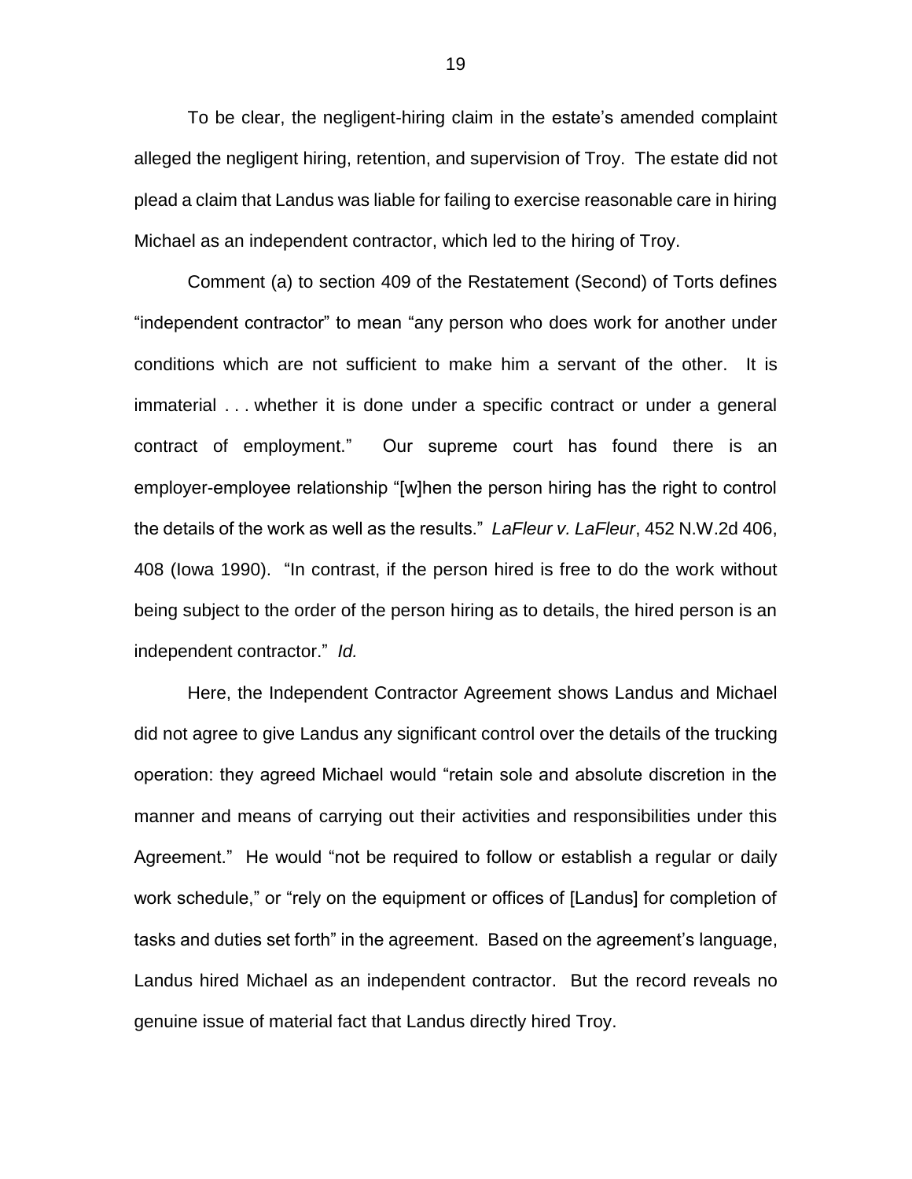To be clear, the negligent-hiring claim in the estate's amended complaint alleged the negligent hiring, retention, and supervision of Troy. The estate did not plead a claim that Landus was liable for failing to exercise reasonable care in hiring Michael as an independent contractor, which led to the hiring of Troy.

Comment (a) to section 409 of the Restatement (Second) of Torts defines "independent contractor" to mean "any person who does work for another under conditions which are not sufficient to make him a servant of the other. It is immaterial . . . whether it is done under a specific contract or under a general contract of employment." Our supreme court has found there is an employer-employee relationship "[w]hen the person hiring has the right to control the details of the work as well as the results." *LaFleur v. LaFleur*, 452 N.W.2d 406, 408 (Iowa 1990). "In contrast, if the person hired is free to do the work without being subject to the order of the person hiring as to details, the hired person is an independent contractor." *Id.*

Here, the Independent Contractor Agreement shows Landus and Michael did not agree to give Landus any significant control over the details of the trucking operation: they agreed Michael would "retain sole and absolute discretion in the manner and means of carrying out their activities and responsibilities under this Agreement." He would "not be required to follow or establish a regular or daily work schedule," or "rely on the equipment or offices of [Landus] for completion of tasks and duties set forth" in the agreement. Based on the agreement's language, Landus hired Michael as an independent contractor. But the record reveals no genuine issue of material fact that Landus directly hired Troy.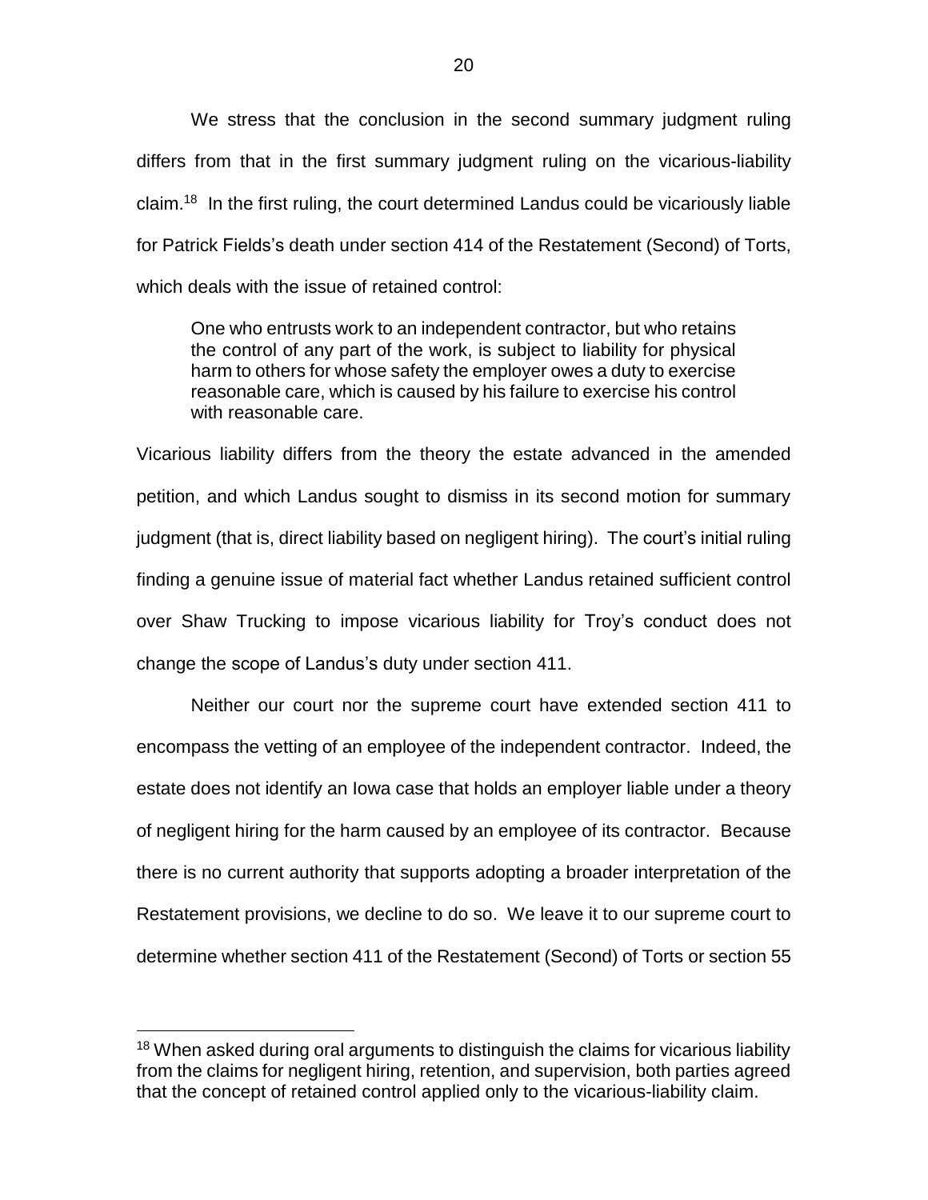We stress that the conclusion in the second summary judgment ruling differs from that in the first summary judgment ruling on the vicarious-liability claim.[18] In the first ruling, the court determined Landus could be vicariously liable for Patrick Fields's death under section 414 of the Restatement (Second) of Torts, which deals with the issue of retained control:

> One who entrusts work to an independent contractor, but who retains the control of any part of the work, is subject to liability for physical harm to others for whose safety the employer owes a duty to exercise reasonable care, which is caused by his failure to exercise his control with reasonable care.

Vicarious liability differs from the theory the estate advanced in the amended petition, and which Landus sought to dismiss in its second motion for summary judgment (that is, direct liability based on negligent hiring). The court's initial ruling finding a genuine issue of material fact whether Landus retained sufficient control over Shaw Trucking to impose vicarious liability for Troy's conduct does not change the scope of Landus's duty under section 411.

Neither our court nor the supreme court have extended section 411 to encompass the vetting of an employee of the independent contractor. Indeed, the estate does not identify an Iowa case that holds an employer liable under a theory of negligent hiring for the harm caused by an employee of its contractor. Because there is no current authority that supports adopting a broader interpretation of the Restatement provisions, we decline to do so. We leave it to our supreme court to determine whether section 411 of the Restatement (Second) of Torts or section 55

---

[18] When asked during oral arguments to distinguish the claims for vicarious liability from the claims for negligent hiring, retention, and supervision, both parties agreed that the concept of retained control applied only to the vicarious-liability claim.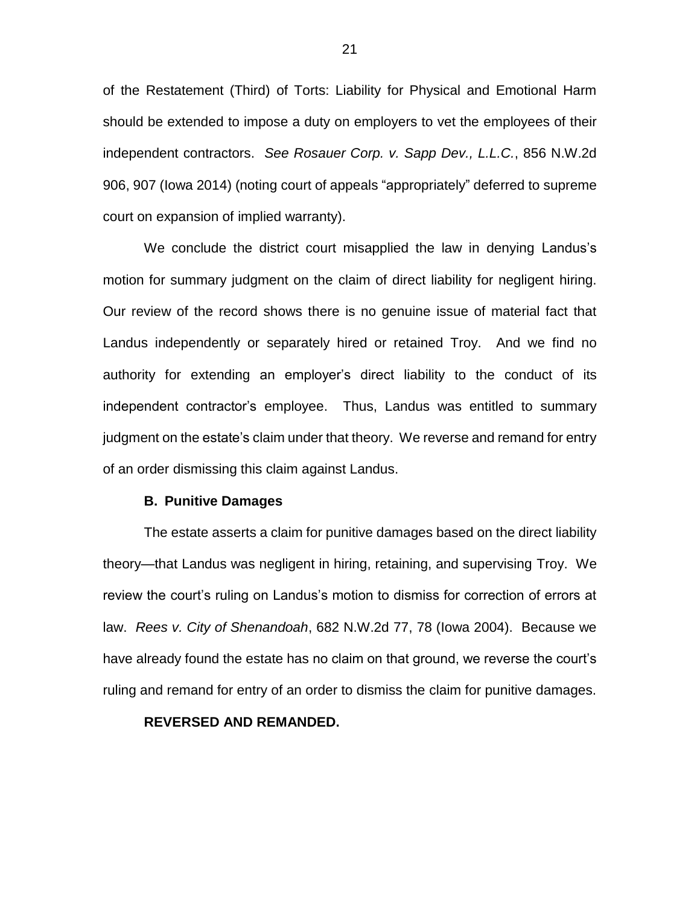of the Restatement (Third) of Torts: Liability for Physical and Emotional Harm should be extended to impose a duty on employers to vet the employees of their independent contractors. *See Rosauer Corp. v. Sapp Dev., L.L.C.*, 856 N.W.2d 906, 907 (Iowa 2014) (noting court of appeals "appropriately" deferred to supreme court on expansion of implied warranty).

We conclude the district court misapplied the law in denying Landus's motion for summary judgment on the claim of direct liability for negligent hiring. Our review of the record shows there is no genuine issue of material fact that Landus independently or separately hired or retained Troy. And we find no authority for extending an employer's direct liability to the conduct of its independent contractor's employee. Thus, Landus was entitled to summary judgment on the estate's claim under that theory. We reverse and remand for entry of an order dismissing this claim against Landus.

**B. Punitive Damages**

The estate asserts a claim for punitive damages based on the direct liability theory—that Landus was negligent in hiring, retaining, and supervising Troy. We review the court's ruling on Landus's motion to dismiss for correction of errors at law. *Rees v. City of Shenandoah*, 682 N.W.2d 77, 78 (Iowa 2004). Because we have already found the estate has no claim on that ground, we reverse the court's ruling and remand for entry of an order to dismiss the claim for punitive damages.

**REVERSED AND REMANDED.**